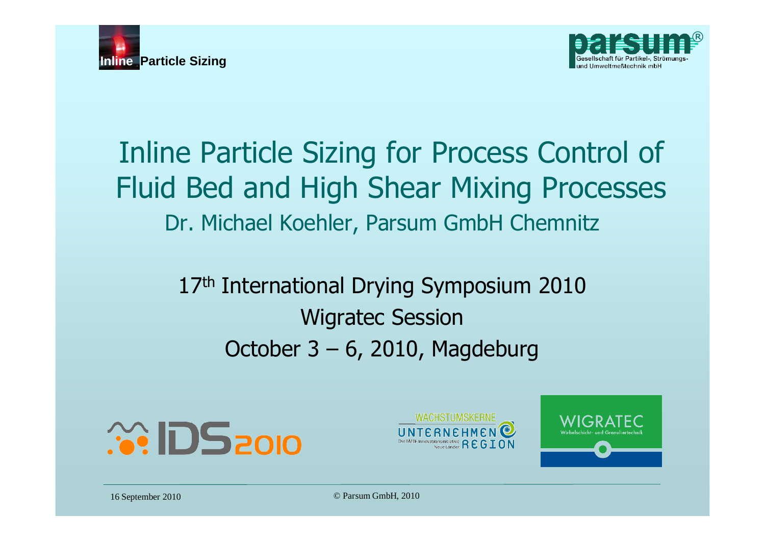# Inline Particle Sizing for Process Control of Fluid Bed and High Shear Mixing Processes

Dr. Michael Koehler, Parsum GmbH Chemnitz

17th International Drying Symposium 2010

Wigratec Session

October 3 – 6, 2010, Magdeburg

16 September 2010

© Parsum GmbH, 2010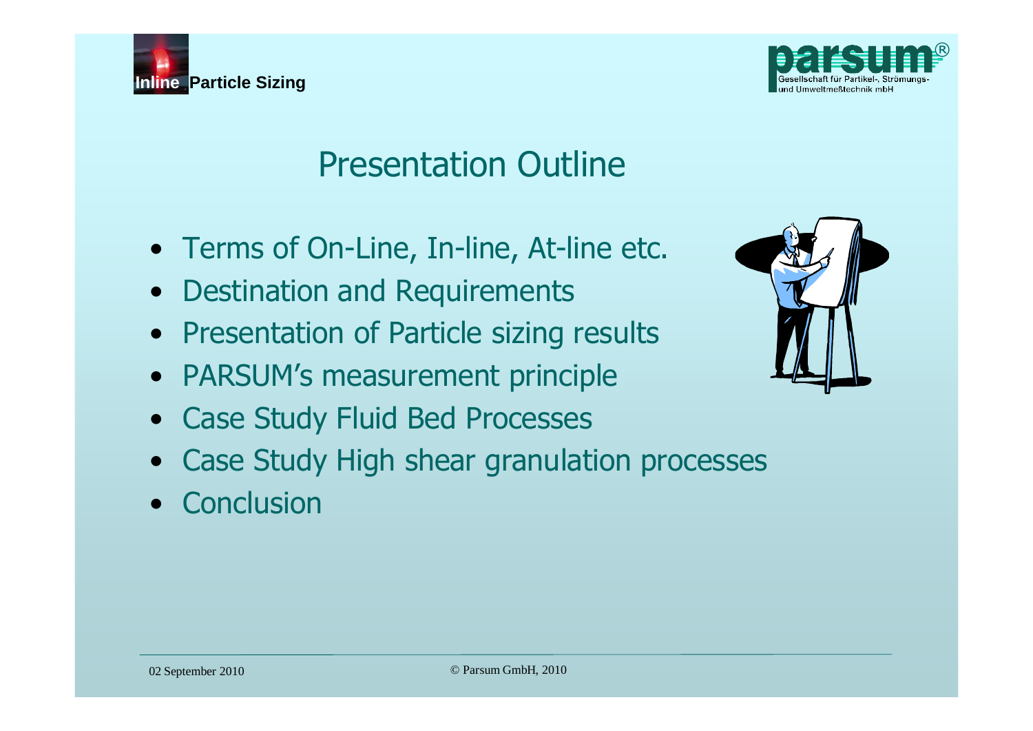# Presentation Outline

- Terms of On-Line, In-line, At-line etc.
- Destination and Requirements
- Presentation of Particle sizing results
- PARSUM's measurement principle
- Case Study Fluid Bed Processes
- Case Study High shear granulation processes
- Conclusion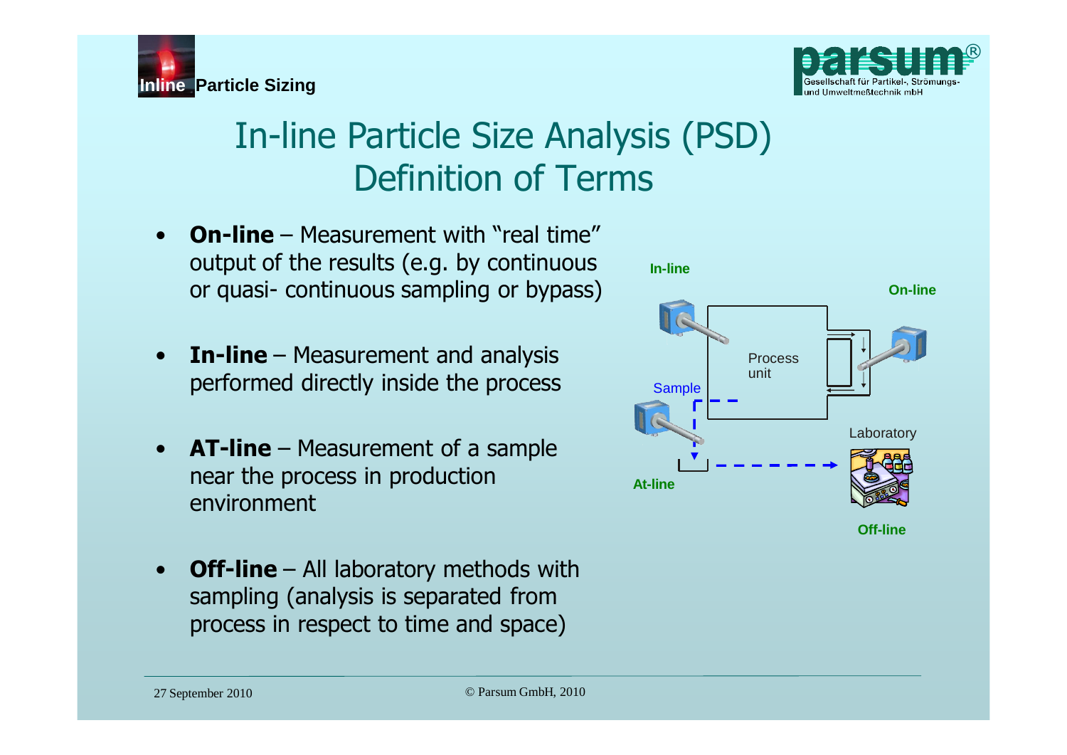# In-line Particle Size Analysis (PSD)
## Definition of Terms

- **On-line** – Measurement with "real time" output of the results (e.g. by continuous or quasi- continuous sampling or bypass)
- **In-line** – Measurement and analysis performed directly inside the process
- **AT-line** – Measurement of a sample near the process in production environment
- **Off-line** – All laboratory methods with sampling (analysis is separated from process in respect to time and space)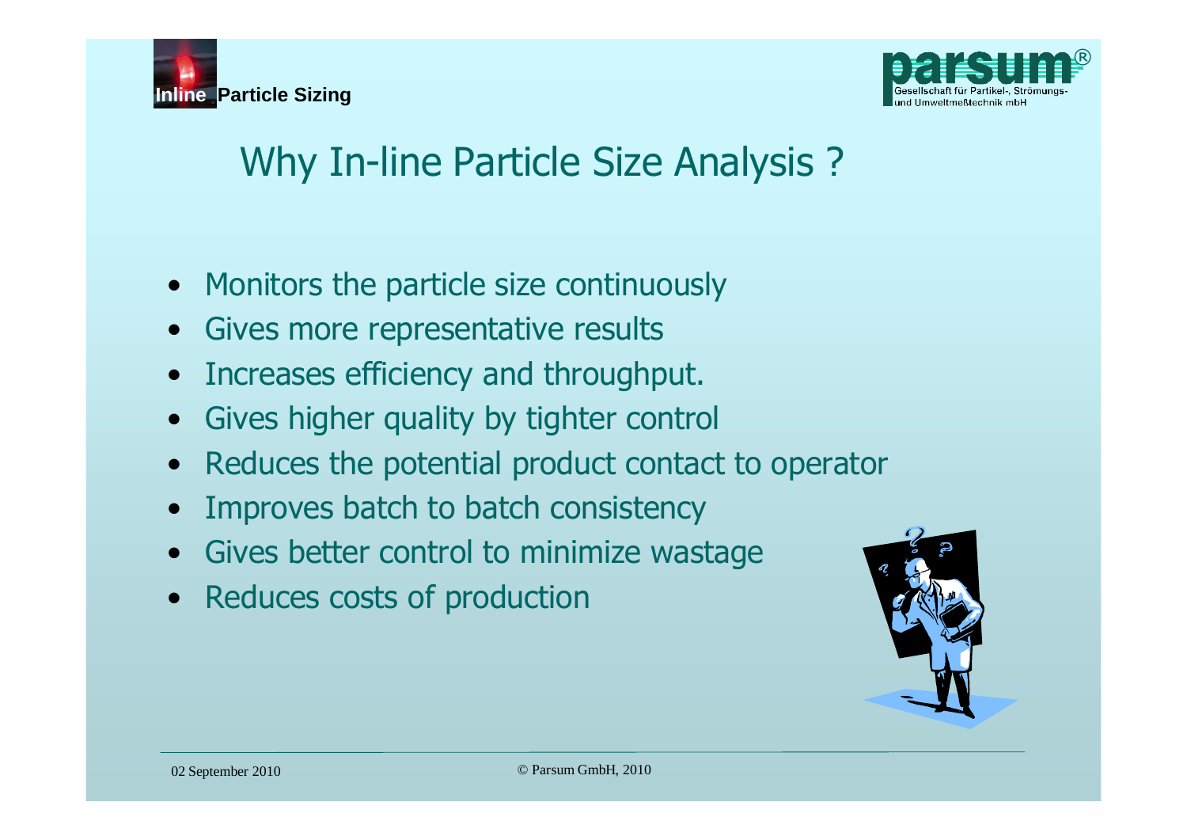# Why In-line Particle Size Analysis ?

- Monitors the particle size continuously
- Gives more representative results
- Increases efficiency and throughput.
- Gives higher quality by tighter control
- Reduces the potential product contact to operator
- Improves batch to batch consistency
- Gives better control to minimize wastage
- Reduces costs of production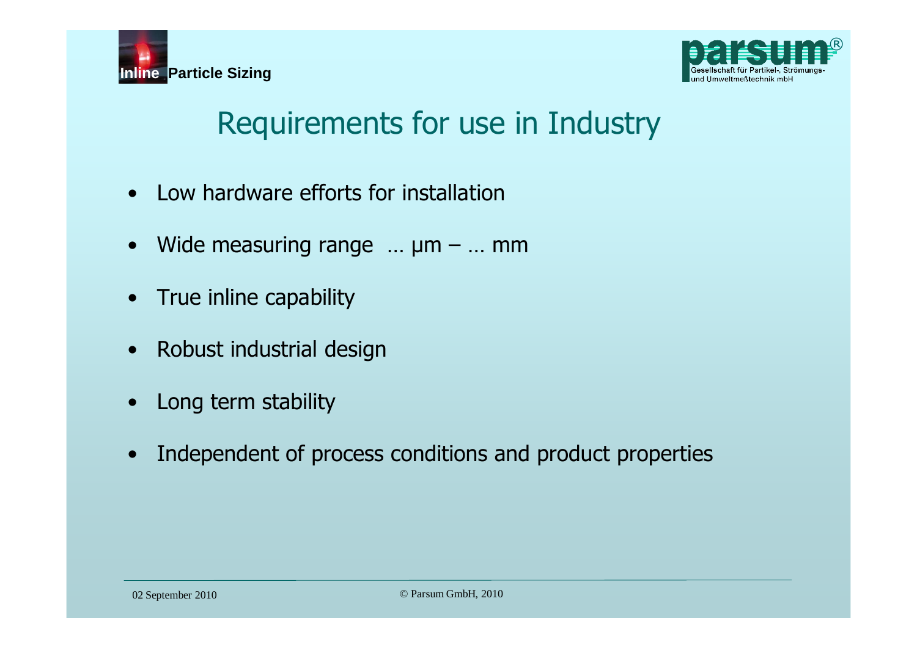# Requirements for use in Industry

- Low hardware efforts for installation
- Wide measuring range … µm – … mm
- True inline capability
- Robust industrial design
- Long term stability
- Independent of process conditions and product properties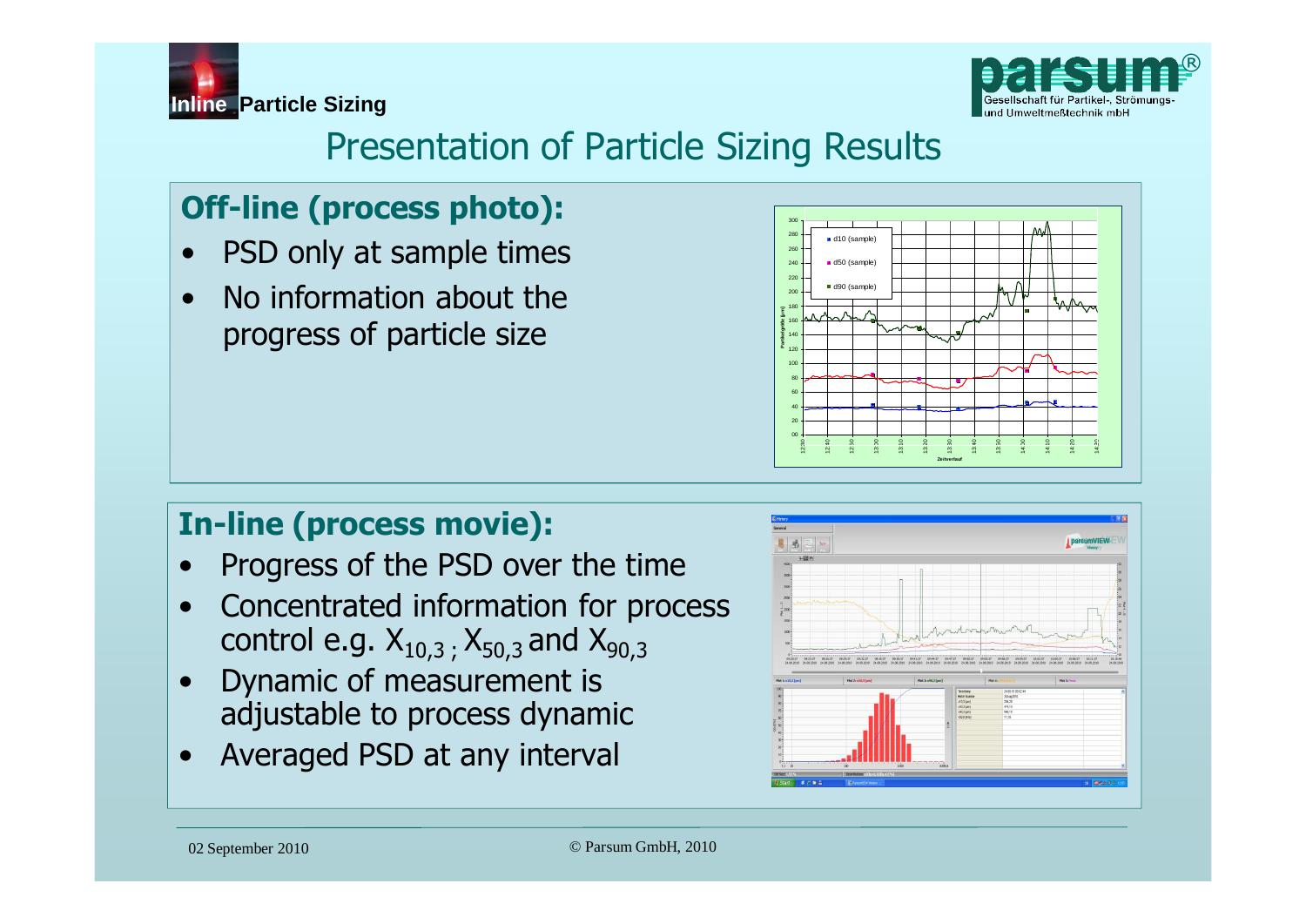# Presentation of Particle Sizing Results

## Off-line (process photo):

- PSD only at sample times
- No information about the progress of particle size

## In-line (process movie):

- Progress of the PSD over the time
- Concentrated information for process control e.g. $X_{10,3}$ ; $X_{50,3}$ and $X_{90,3}$
- Dynamic of measurement is adjustable to process dynamic
- Averaged PSD at any interval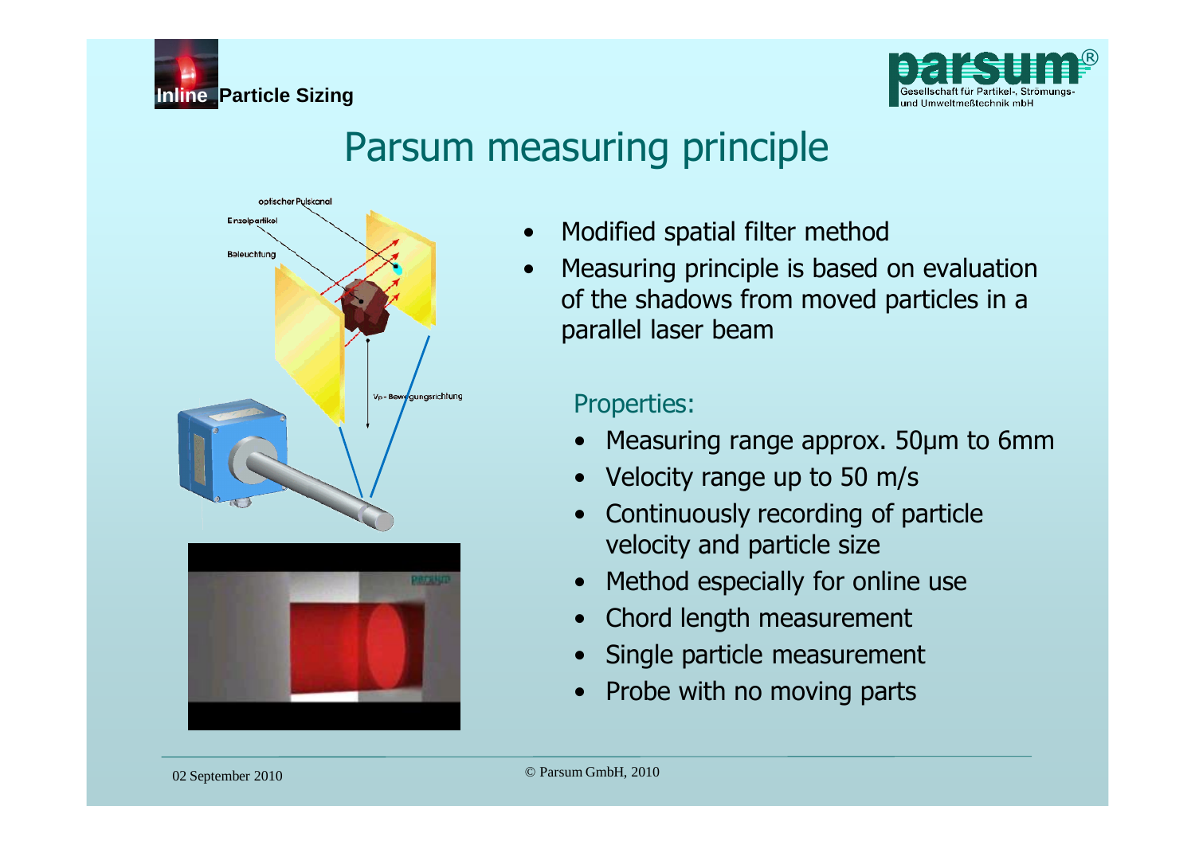# Parsum measuring principle

- Modified spatial filter method
- Measuring principle is based on evaluation of the shadows from moved particles in a parallel laser beam

## Properties:

- Measuring range approx. 50µm to 6mm
- Velocity range up to 50 m/s
- Continuously recording of particle velocity and particle size
- Method especially for online use
- Chord length measurement
- Single particle measurement
- Probe with no moving parts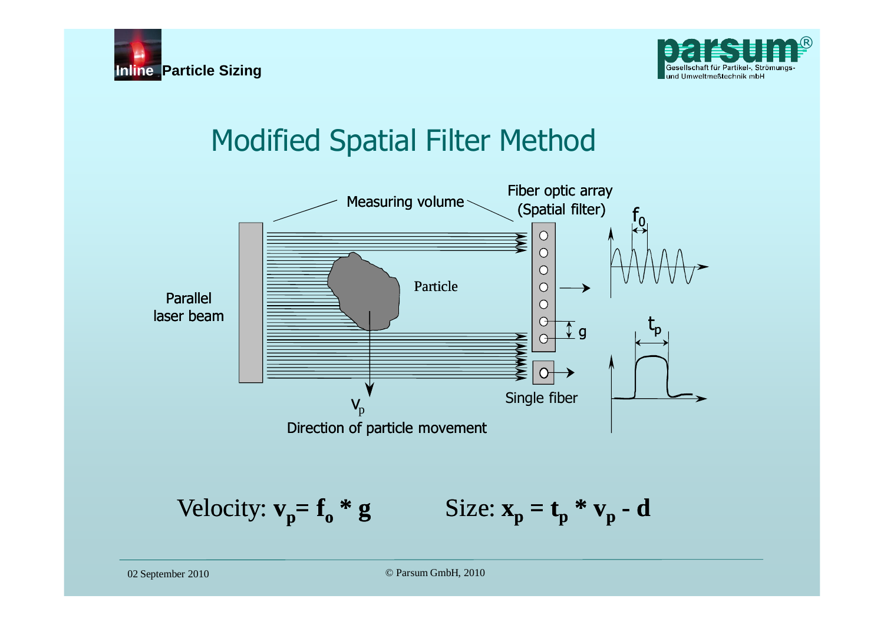# Modified Spatial Filter Method

Measuring volume

Fiber optic array (Spatial filter)

Parallel laser beam

Particle

$f_0$

$g$

$t_p$

Single fiber

$v_p$

Direction of particle movement

Velocity: $\mathbf{v_p = f_o * g}$

Size: $\mathbf{x_p = t_p * v_p - d}$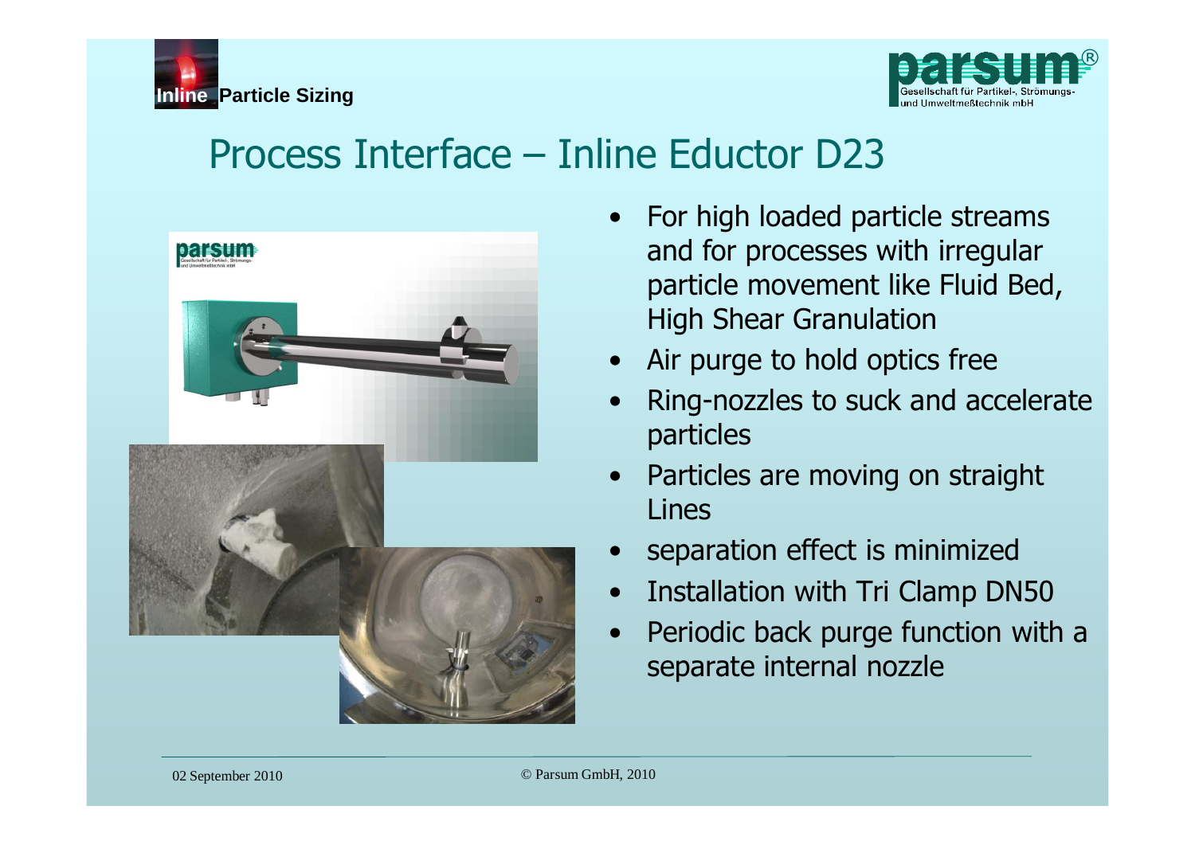# Process Interface – Inline Eductor D23

- For high loaded particle streams and for processes with irregular particle movement like Fluid Bed, High Shear Granulation
- Air purge to hold optics free
- Ring-nozzles to suck and accelerate particles
- Particles are moving on straight Lines
- separation effect is minimized
- Installation with Tri Clamp DN50
- Periodic back purge function with a separate internal nozzle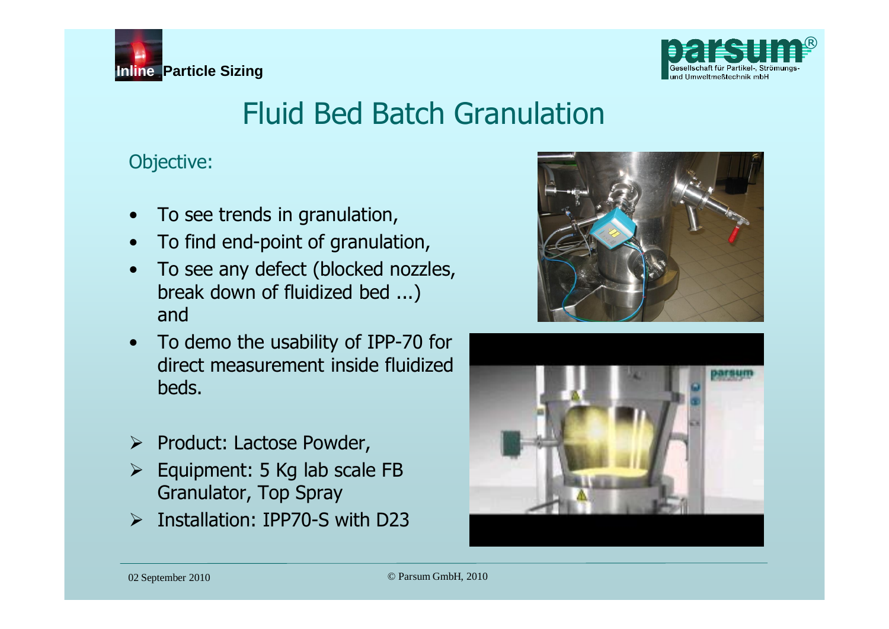# Fluid Bed Batch Granulation

Objective:

- To see trends in granulation,
- To find end-point of granulation,
- To see any defect (blocked nozzles, break down of fluidized bed ...) and
- To demo the usability of IPP-70 for direct measurement inside fluidized beds.

➢ Product: Lactose Powder,
➢ Equipment: 5 Kg lab scale FB Granulator, Top Spray
➢ Installation: IPP70-S with D23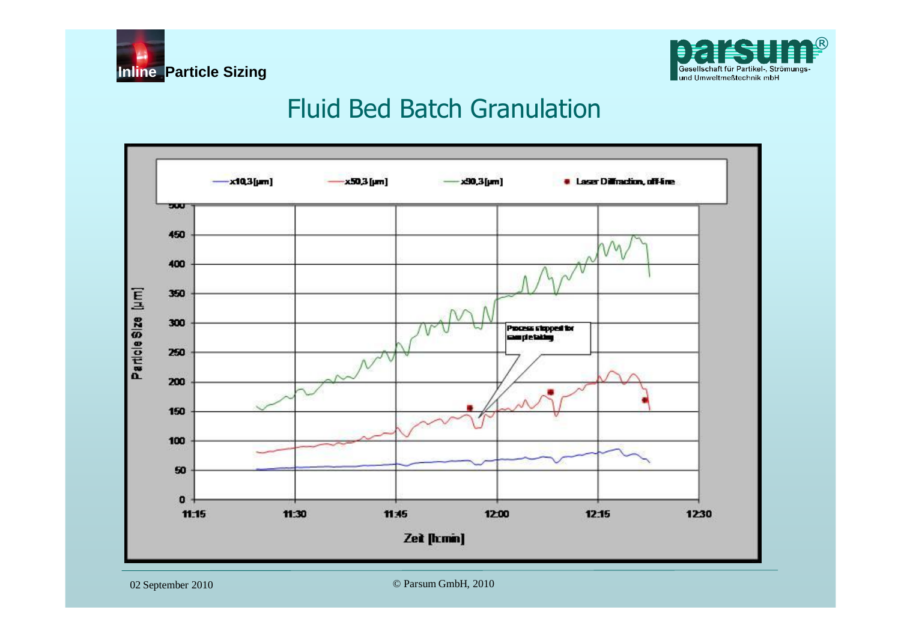# Fluid Bed Batch Granulation

x10,3 [µm] — x50,3 [µm] — x90,3 [µm] — Laser Diffraction, off-line

Process stopped for sample taking

Particle Size [µm]

Zeit [h:min]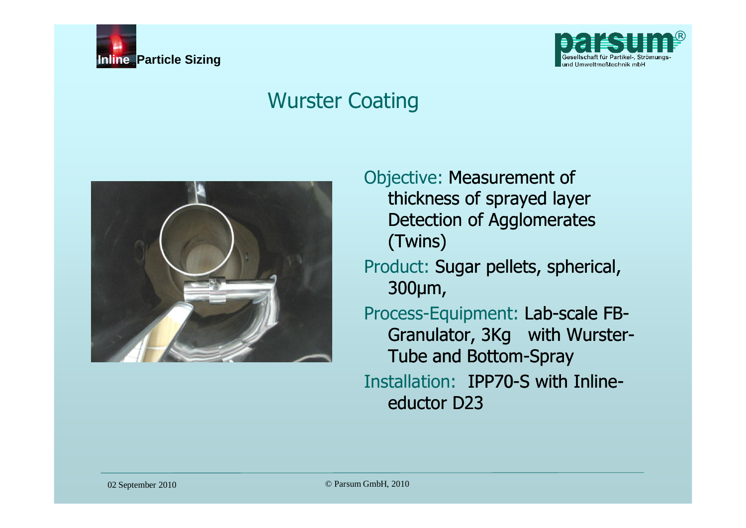# Wurster Coating

Objective: Measurement of thickness of sprayed layer Detection of Agglomerates (Twins)

Product: Sugar pellets, spherical, 300µm,

Process-Equipment: Lab-scale FB-Granulator, 3Kg with Wurster-Tube and Bottom-Spray

Installation: IPP70-S with Inline-eductor D23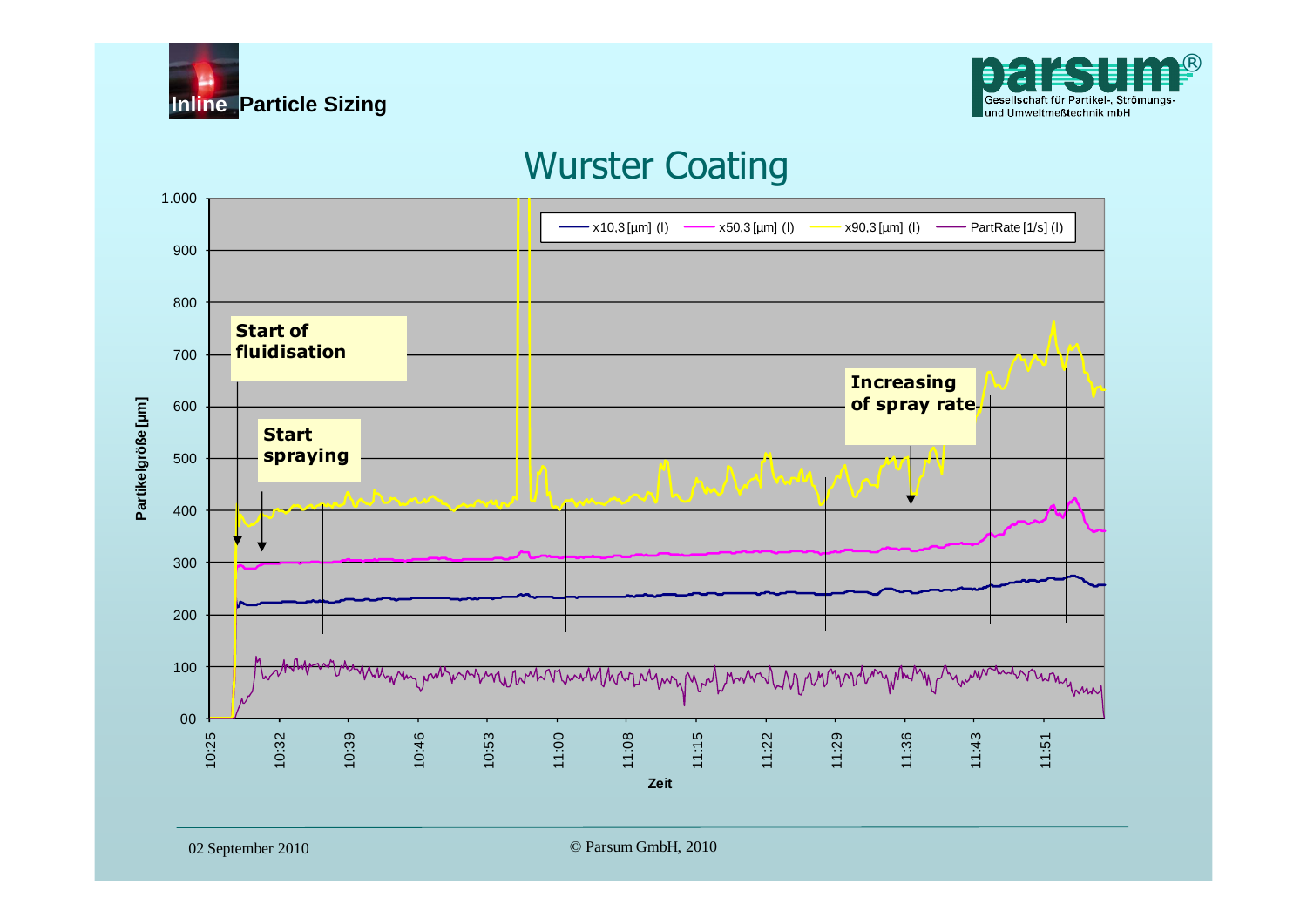Inline Particle Sizing

# Wurster Coating

Partikelgröße [µm]

x10,3 [µm] (l) — x50,3 [µm] (l) — x90,3 [µm] (l) — PartRate [1/s] (l)

**Start of fluidisation**

**Start spraying**

**Increasing of spray rate**

Zeit

02 September 2010

© Parsum GmbH, 2010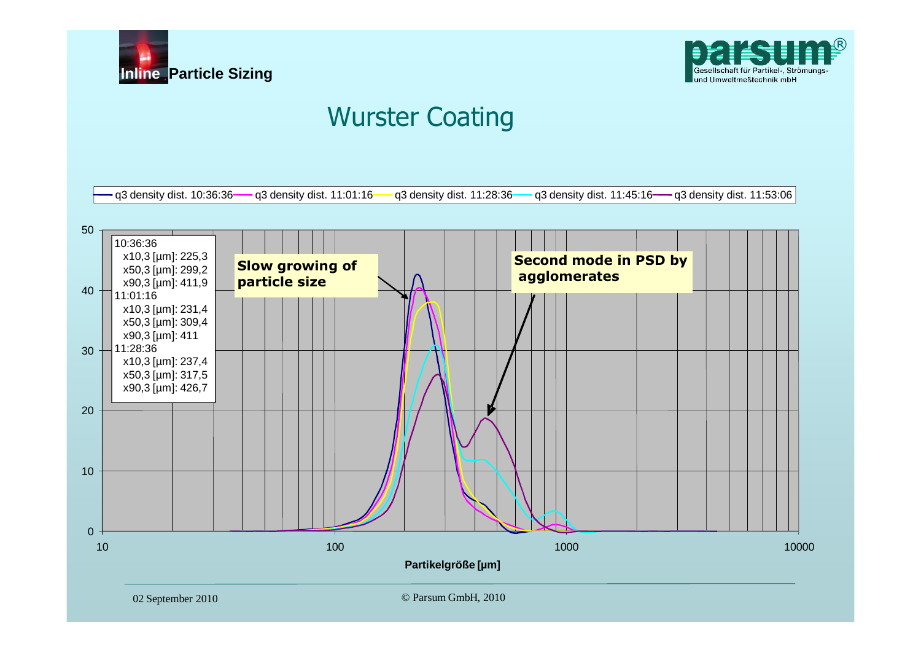# Wurster Coating

q3 density dist. 10:36:36 — q3 density dist. 11:01:16 — q3 density dist. 11:28:36 — q3 density dist. 11:45:16 — q3 density dist. 11:53:06

10:36:36
- x10,3 [µm]: 225,3
- x50,3 [µm]: 299,2
- x90,3 [µm]: 411,9

11:01:16
- x10,3 [µm]: 231,4
- x50,3 [µm]: 309,4
- x90,3 [µm]: 411

11:28:36
- x10,3 [µm]: 237,4
- x50,3 [µm]: 317,5
- x90,3 [µm]: 426,7

**Slow growing of particle size**

**Second mode in PSD by agglomerates**

Partikelgröße [µm]

02 September 2010

© Parsum GmbH, 2010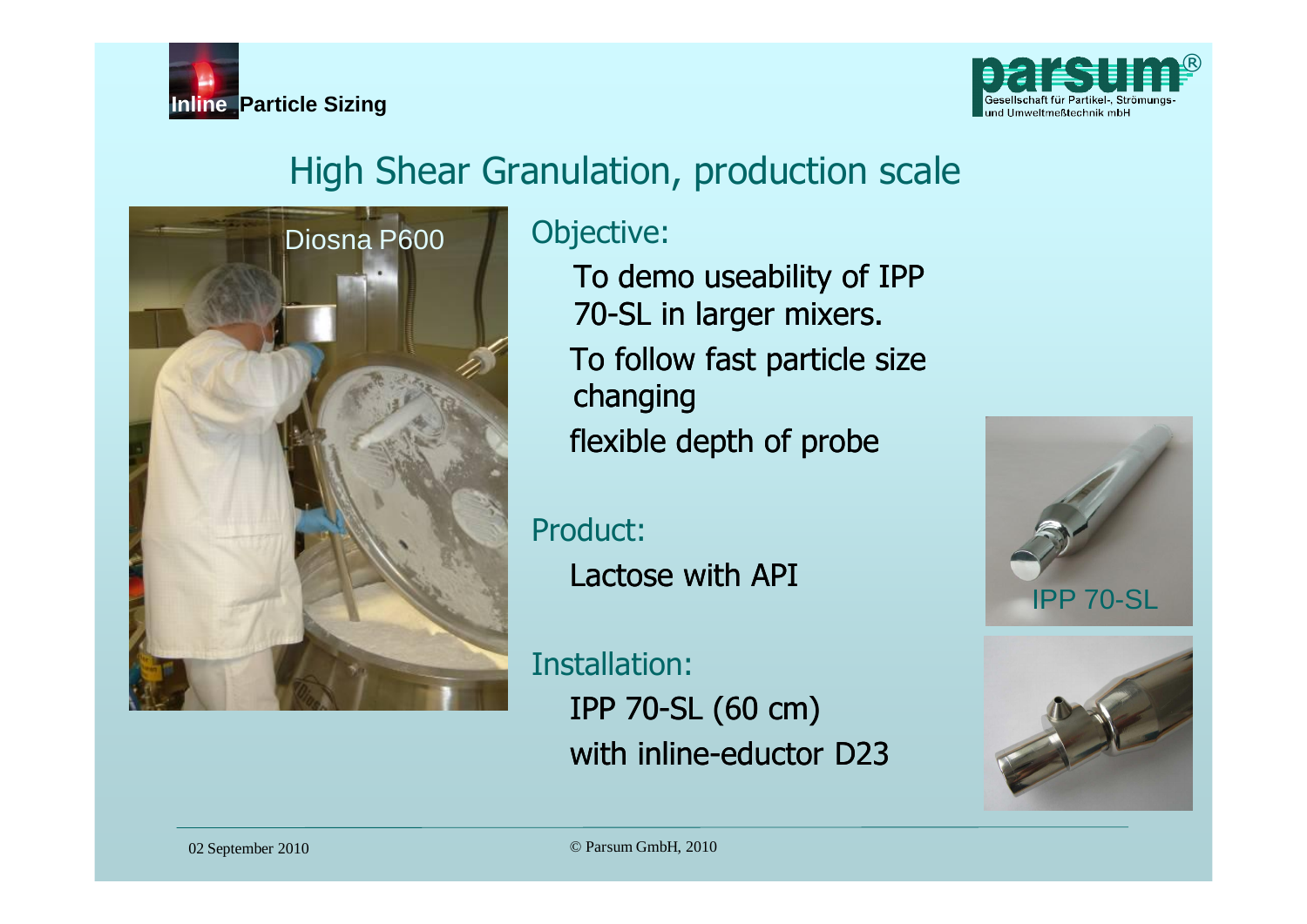# High Shear Granulation, production scale

Diosna P600

Objective:

- To demo useability of IPP 70-SL in larger mixers.
- To follow fast particle size changing
- flexible depth of probe

Product:

- Lactose with API

Installation:

- IPP 70-SL (60 cm)
- with inline-eductor D23

IPP 70-SL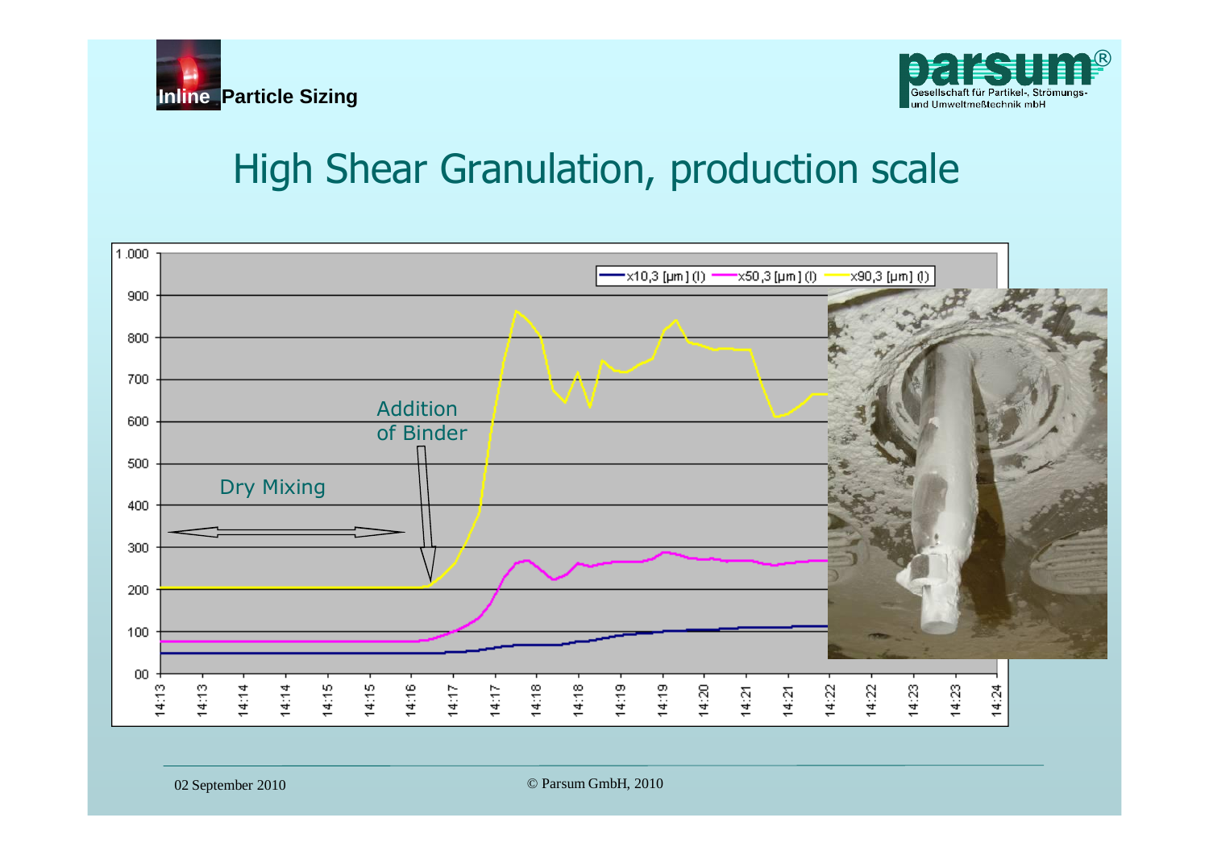## High Shear Granulation, production scale

Dry Mixing

Addition of Binder

x10,3 [µm] (I) — x50,3 [µm] (I) — x90,3 [µm] (I)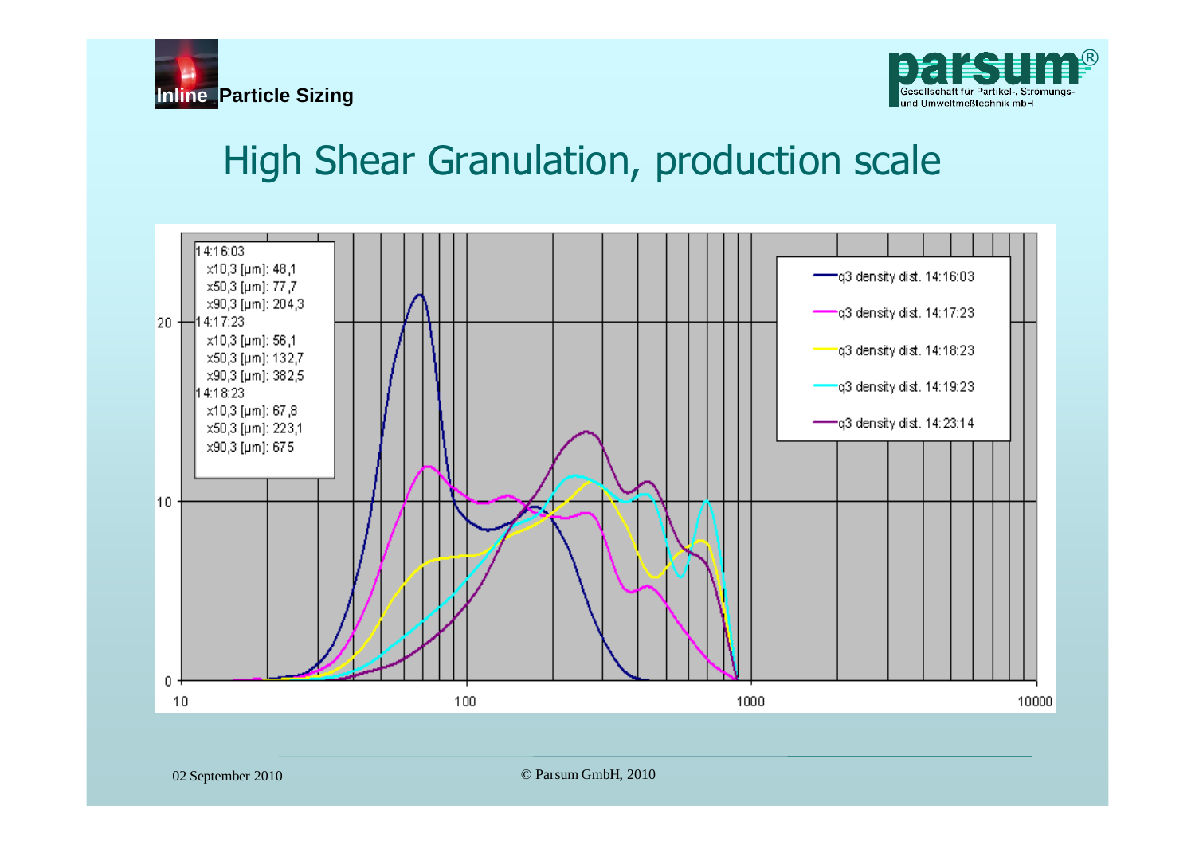# High Shear Granulation, production scale

14:16:03
x10,3 [µm]: 48,1
x50,3 [µm]: 77,7
x90,3 [µm]: 204,3
14:17:23
x10,3 [µm]: 56,1
x50,3 [µm]: 132,7
x90,3 [µm]: 382,5
14:18:23
x10,3 [µm]: 67,8
x50,3 [µm]: 223,1
x90,3 [µm]: 675

- q3 density dist. 14:16:03
- q3 density dist. 14:17:23
- q3 density dist. 14:18:23
- q3 density dist. 14:19:23
- q3 density dist. 14:23:14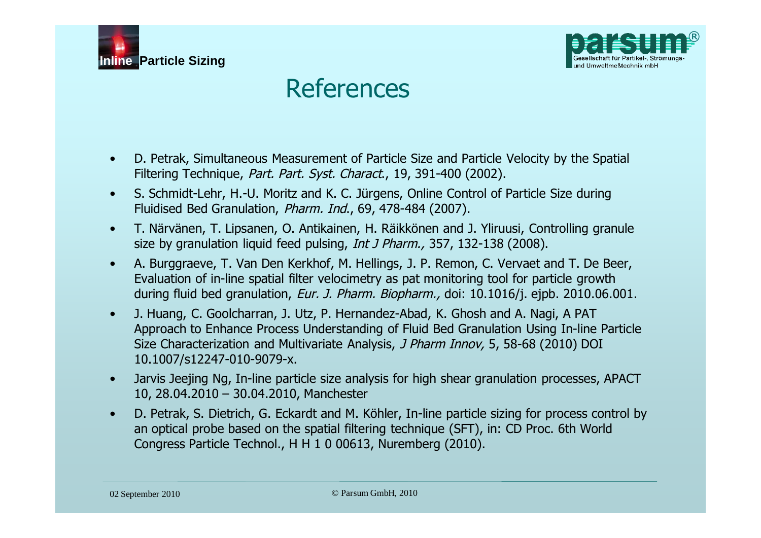# References

- D. Petrak, Simultaneous Measurement of Particle Size and Particle Velocity by the Spatial Filtering Technique, *Part. Part. Syst. Charact.*, 19, 391-400 (2002).
- S. Schmidt-Lehr, H.-U. Moritz and K. C. Jürgens, Online Control of Particle Size during Fluidised Bed Granulation, *Pharm. Ind.*, 69, 478-484 (2007).
- T. Närvänen, T. Lipsanen, O. Antikainen, H. Räikkönen and J. Yliruusi, Controlling granule size by granulation liquid feed pulsing, *Int J Pharm.,* 357, 132-138 (2008).
- A. Burggraeve, T. Van Den Kerkhof, M. Hellings, J. P. Remon, C. Vervaet and T. De Beer, Evaluation of in-line spatial filter velocimetry as pat monitoring tool for particle growth during fluid bed granulation, *Eur. J. Pharm. Biopharm.,* doi: 10.1016/j. ejpb. 2010.06.001.
- J. Huang, C. Goolcharran, J. Utz, P. Hernandez-Abad, K. Ghosh and A. Nagi, A PAT Approach to Enhance Process Understanding of Fluid Bed Granulation Using In-line Particle Size Characterization and Multivariate Analysis, *J Pharm Innov,* 5, 58-68 (2010) DOI 10.1007/s12247-010-9079-x.
- Jarvis Jeejing Ng, In-line particle size analysis for high shear granulation processes, APACT 10, 28.04.2010 – 30.04.2010, Manchester
- D. Petrak, S. Dietrich, G. Eckardt and M. Köhler, In-line particle sizing for process control by an optical probe based on the spatial filtering technique (SFT), in: CD Proc. 6th World Congress Particle Technol., H H 1 0 00613, Nuremberg (2010).